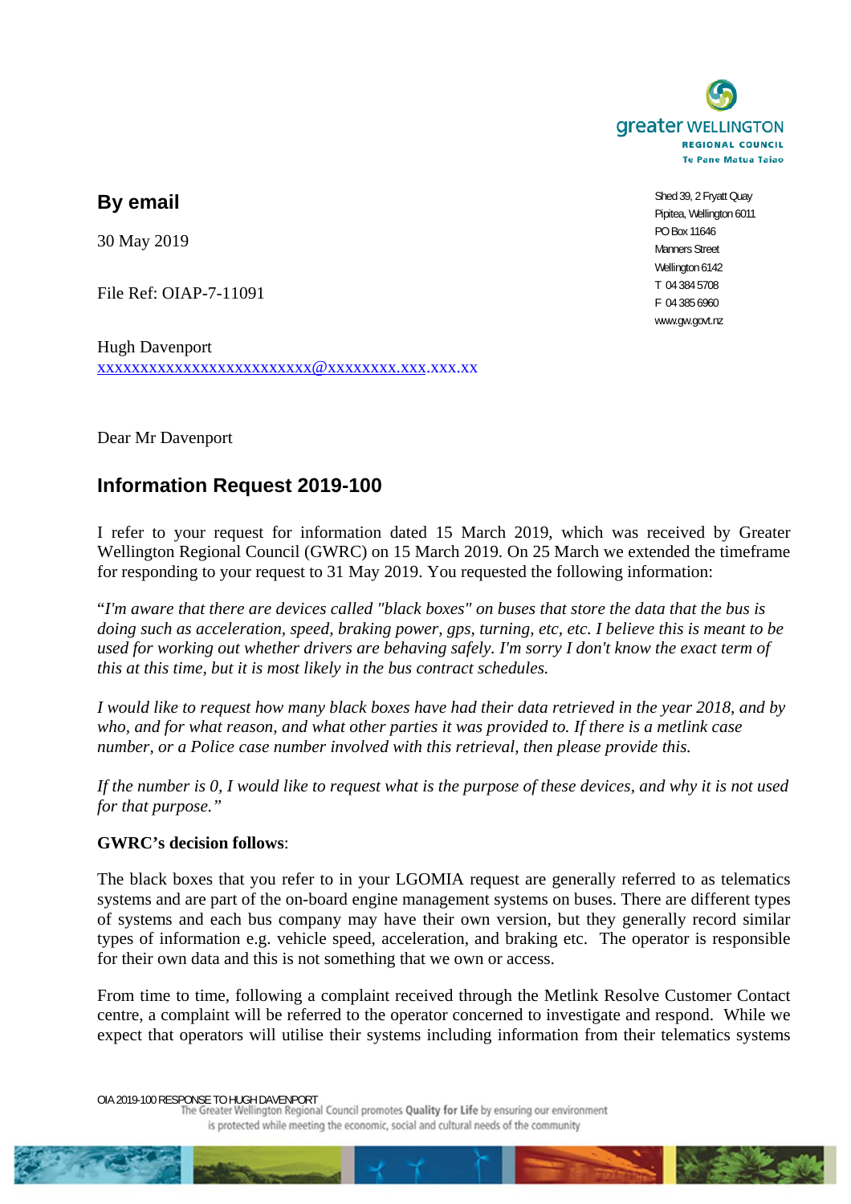greater WELLINGTON
REGIONAL COUNCIL
Te Pane Matua Taiao

Shed 39, 2 Fryatt Quay
Pipitea, Wellington 6011
PO Box 11646
Manners Street
Wellington 6142
T 04 384 5708
F 04 385 6960
www.gw.govt.nz

**By email**

30 May 2019

File Ref: OIAP-7-11091

Hugh Davenport
xxxxxxxxxxxxxxxxxxxxxxxxx@xxxxxxxx.xxx.xxx.xx

Dear Mr Davenport

## Information Request 2019-100

I refer to your request for information dated 15 March 2019, which was received by Greater Wellington Regional Council (GWRC) on 15 March 2019. On 25 March we extended the timeframe for responding to your request to 31 May 2019. You requested the following information:

"*I'm aware that there are devices called "black boxes" on buses that store the data that the bus is doing such as acceleration, speed, braking power, gps, turning, etc, etc. I believe this is meant to be used for working out whether drivers are behaving safely. I'm sorry I don't know the exact term of this at this time, but it is most likely in the bus contract schedules.*

*I would like to request how many black boxes have had their data retrieved in the year 2018, and by who, and for what reason, and what other parties it was provided to. If there is a metlink case number, or a Police case number involved with this retrieval, then please provide this.*

*If the number is 0, I would like to request what is the purpose of these devices, and why it is not used for that purpose.*"

**GWRC's decision follows**:

The black boxes that you refer to in your LGOMIA request are generally referred to as telematics systems and are part of the on-board engine management systems on buses. There are different types of systems and each bus company may have their own version, but they generally record similar types of information e.g. vehicle speed, acceleration, and braking etc. The operator is responsible for their own data and this is not something that we own or access.

From time to time, following a complaint received through the Metlink Resolve Customer Contact centre, a complaint will be referred to the operator concerned to investigate and respond. While we expect that operators will utilise their systems including information from their telematics systems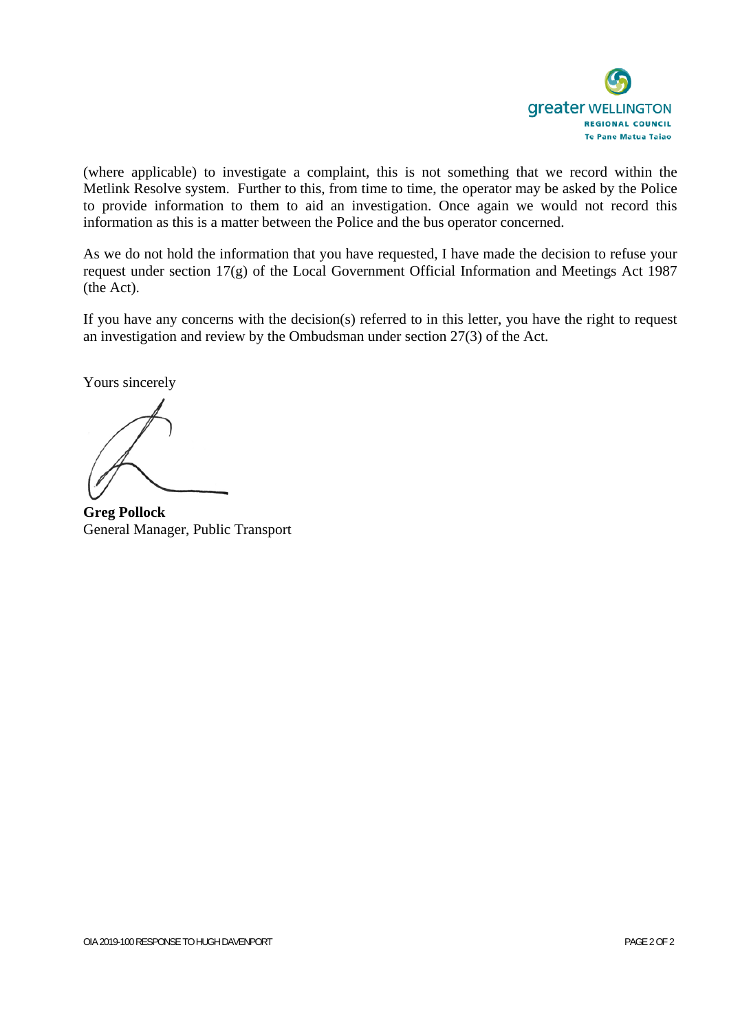(where applicable) to investigate a complaint, this is not something that we record within the Metlink Resolve system. Further to this, from time to time, the operator may be asked by the Police to provide information to them to aid an investigation. Once again we would not record this information as this is a matter between the Police and the bus operator concerned.

As we do not hold the information that you have requested, I have made the decision to refuse your request under section 17(g) of the Local Government Official Information and Meetings Act 1987 (the Act).

If you have any concerns with the decision(s) referred to in this letter, you have the right to request an investigation and review by the Ombudsman under section 27(3) of the Act.

Yours sincerely

**Greg Pollock**
General Manager, Public Transport